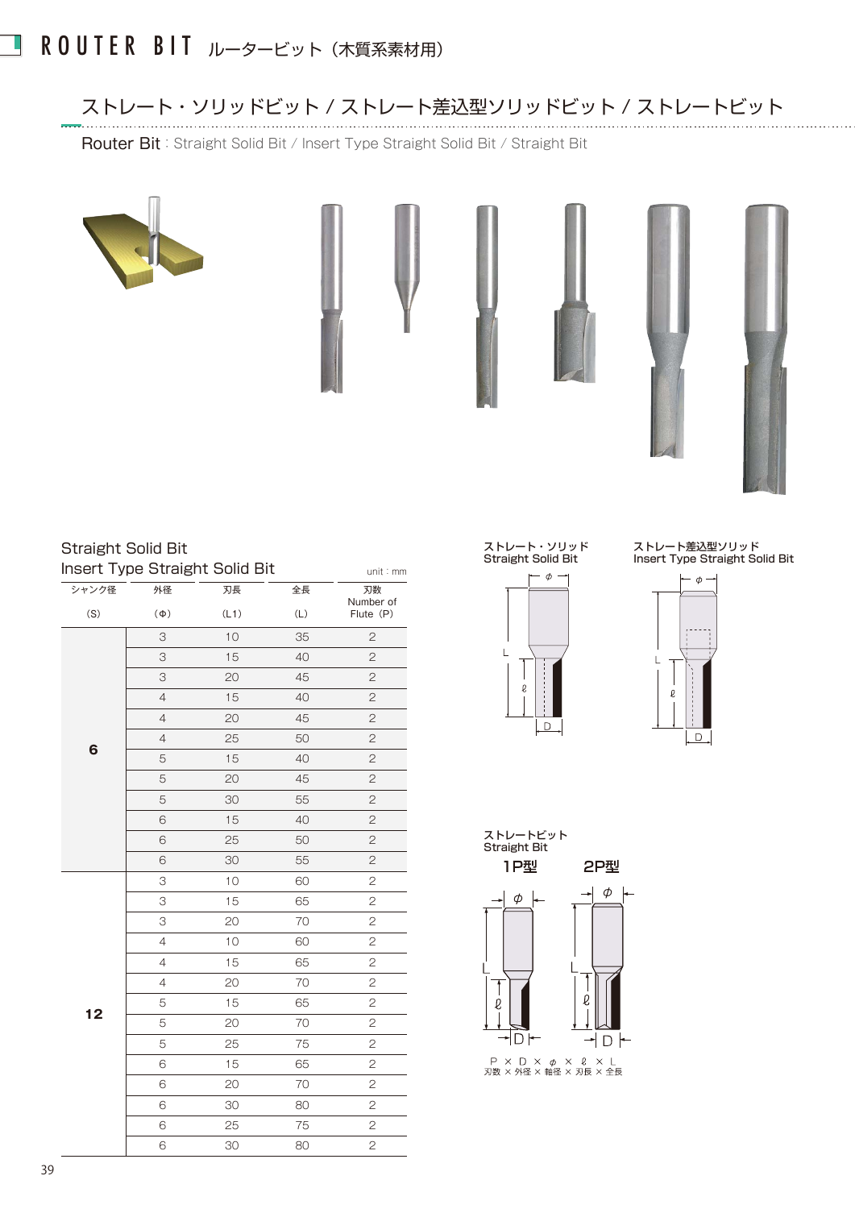# ROUTER BIT ルータービット（木質系素材用）

## ストレート・ソリッドビット / ストレート差込型ソリッドビット / ストレートビット

Router Bit : Straight Solid Bit / Insert Type Straight Solid Bit / Straight Bit

### Straight Solid Bit
### Insert Type Straight Solid Bit

unit : mm

| シャンク径 (S) | 外径 (Φ) | 刃長 (L1) | 全長 (L) | 刃数 Number of Flute (P) |
|---|---|---|---|---|
| **6** | 3 | 10 | 35 | 2 |
| | 3 | 15 | 40 | 2 |
| | 3 | 20 | 45 | 2 |
| | 4 | 15 | 40 | 2 |
| | 4 | 20 | 45 | 2 |
| | 4 | 25 | 50 | 2 |
| | 5 | 15 | 40 | 2 |
| | 5 | 20 | 45 | 2 |
| | 5 | 30 | 55 | 2 |
| | 6 | 15 | 40 | 2 |
| | 6 | 25 | 50 | 2 |
| | 6 | 30 | 55 | 2 |
| **12** | 3 | 10 | 60 | 2 |
| | 3 | 15 | 65 | 2 |
| | 3 | 20 | 70 | 2 |
| | 4 | 10 | 60 | 2 |
| | 4 | 15 | 65 | 2 |
| | 4 | 20 | 70 | 2 |
| | 5 | 15 | 65 | 2 |
| | 5 | 20 | 70 | 2 |
| | 5 | 25 | 75 | 2 |
| | 6 | 15 | 65 | 2 |
| | 6 | 20 | 70 | 2 |
| | 6 | 30 | 80 | 2 |
| | 6 | 25 | 75 | 2 |
| | 6 | 30 | 80 | 2 |

ストレート・ソリッド
Straight Solid Bit

ストレート差込型ソリッド
Insert Type Straight Solid Bit

ストレートビット
Straight Bit

1P型　2P型

P × D × φ × ℓ × L
刃数 × 外径 × 軸径 × 刃長 × 全長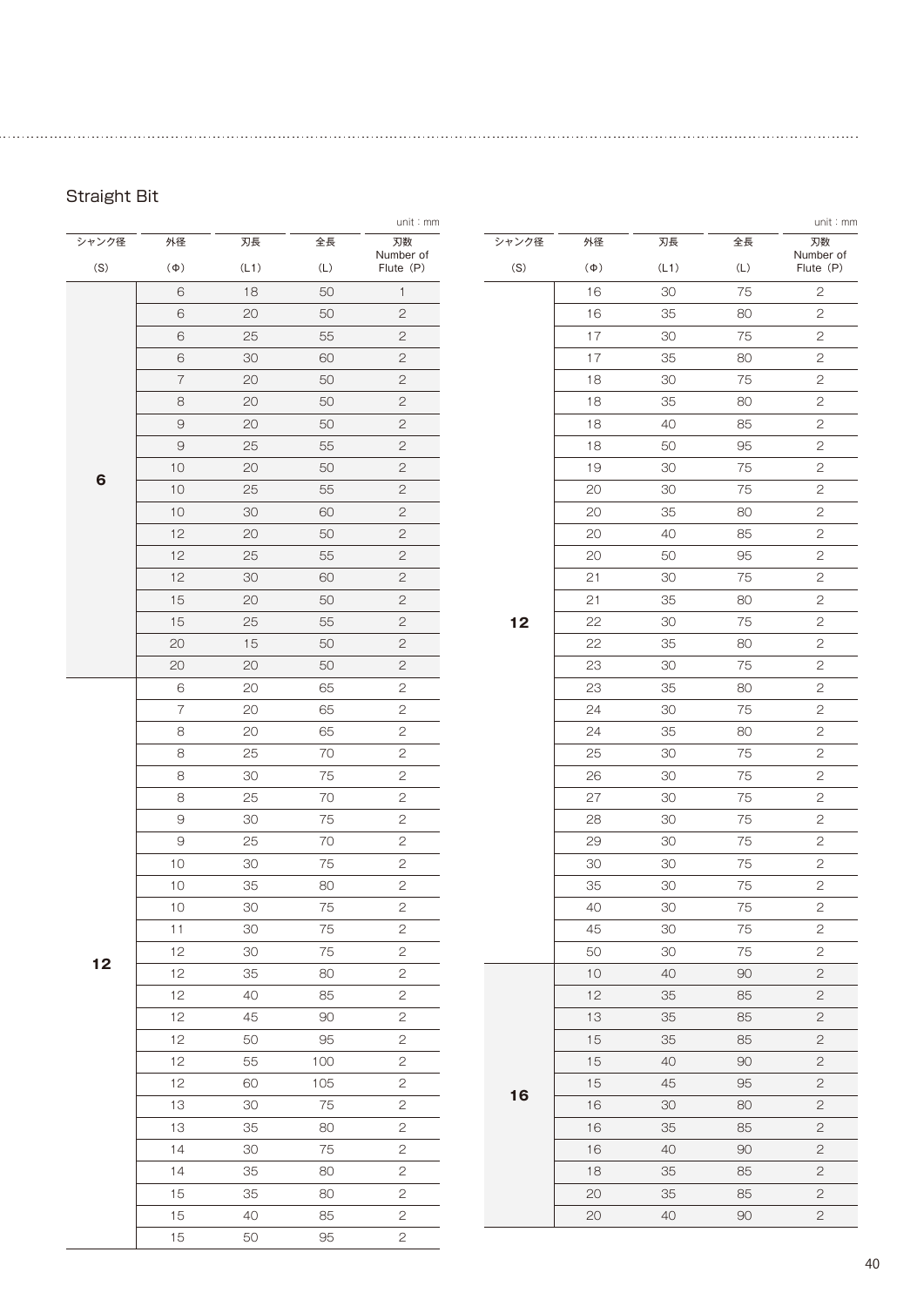## Straight Bit

unit：mm

| シャンク径 (S) | 外径 (Φ) | 刃長 (L1) | 全長 (L) | 刃数 Number of Flute (P) |
|---|---|---|---|---|
| **6** | 6 | 18 | 50 | 1 |
| | 6 | 20 | 50 | 2 |
| | 6 | 25 | 55 | 2 |
| | 6 | 30 | 60 | 2 |
| | 7 | 20 | 50 | 2 |
| | 8 | 20 | 50 | 2 |
| | 9 | 20 | 50 | 2 |
| | 9 | 25 | 55 | 2 |
| | 10 | 20 | 50 | 2 |
| | 10 | 25 | 55 | 2 |
| | 10 | 30 | 60 | 2 |
| | 12 | 20 | 50 | 2 |
| | 12 | 25 | 55 | 2 |
| | 12 | 30 | 60 | 2 |
| | 15 | 20 | 50 | 2 |
| | 15 | 25 | 55 | 2 |
| | 20 | 15 | 50 | 2 |
| | 20 | 20 | 50 | 2 |
| **12** | 6 | 20 | 65 | 2 |
| | 7 | 20 | 65 | 2 |
| | 8 | 20 | 65 | 2 |
| | 8 | 25 | 70 | 2 |
| | 8 | 30 | 75 | 2 |
| | 8 | 25 | 70 | 2 |
| | 9 | 30 | 75 | 2 |
| | 9 | 25 | 70 | 2 |
| | 10 | 30 | 75 | 2 |
| | 10 | 35 | 80 | 2 |
| | 10 | 30 | 75 | 2 |
| | 11 | 30 | 75 | 2 |
| | 12 | 30 | 75 | 2 |
| | 12 | 35 | 80 | 2 |
| | 12 | 40 | 85 | 2 |
| | 12 | 45 | 90 | 2 |
| | 12 | 50 | 95 | 2 |
| | 12 | 55 | 100 | 2 |
| | 12 | 60 | 105 | 2 |
| | 13 | 30 | 75 | 2 |
| | 13 | 35 | 80 | 2 |
| | 14 | 30 | 75 | 2 |
| | 14 | 35 | 80 | 2 |
| | 15 | 35 | 80 | 2 |
| | 15 | 40 | 85 | 2 |
| | 15 | 50 | 95 | 2 |

unit：mm

| シャンク径 (S) | 外径 (Φ) | 刃長 (L1) | 全長 (L) | 刃数 Number of Flute (P) |
|---|---|---|---|---|
| **12** | 16 | 30 | 75 | 2 |
| | 16 | 35 | 80 | 2 |
| | 17 | 30 | 75 | 2 |
| | 17 | 35 | 80 | 2 |
| | 18 | 30 | 75 | 2 |
| | 18 | 35 | 80 | 2 |
| | 18 | 40 | 85 | 2 |
| | 18 | 50 | 95 | 2 |
| | 19 | 30 | 75 | 2 |
| | 20 | 30 | 75 | 2 |
| | 20 | 35 | 80 | 2 |
| | 20 | 40 | 85 | 2 |
| | 20 | 50 | 95 | 2 |
| | 21 | 30 | 75 | 2 |
| | 21 | 35 | 80 | 2 |
| | 22 | 30 | 75 | 2 |
| | 22 | 35 | 80 | 2 |
| | 23 | 30 | 75 | 2 |
| | 23 | 35 | 80 | 2 |
| | 24 | 30 | 75 | 2 |
| | 24 | 35 | 80 | 2 |
| | 25 | 30 | 75 | 2 |
| | 26 | 30 | 75 | 2 |
| | 27 | 30 | 75 | 2 |
| | 28 | 30 | 75 | 2 |
| | 29 | 30 | 75 | 2 |
| | 30 | 30 | 75 | 2 |
| | 35 | 30 | 75 | 2 |
| | 40 | 30 | 75 | 2 |
| | 45 | 30 | 75 | 2 |
| | 50 | 30 | 75 | 2 |
| **16** | 10 | 40 | 90 | 2 |
| | 12 | 35 | 85 | 2 |
| | 13 | 35 | 85 | 2 |
| | 15 | 35 | 85 | 2 |
| | 15 | 40 | 90 | 2 |
| | 15 | 45 | 95 | 2 |
| | 16 | 30 | 80 | 2 |
| | 16 | 35 | 85 | 2 |
| | 16 | 40 | 90 | 2 |
| | 18 | 35 | 85 | 2 |
| | 20 | 35 | 85 | 2 |
| | 20 | 40 | 90 | 2 |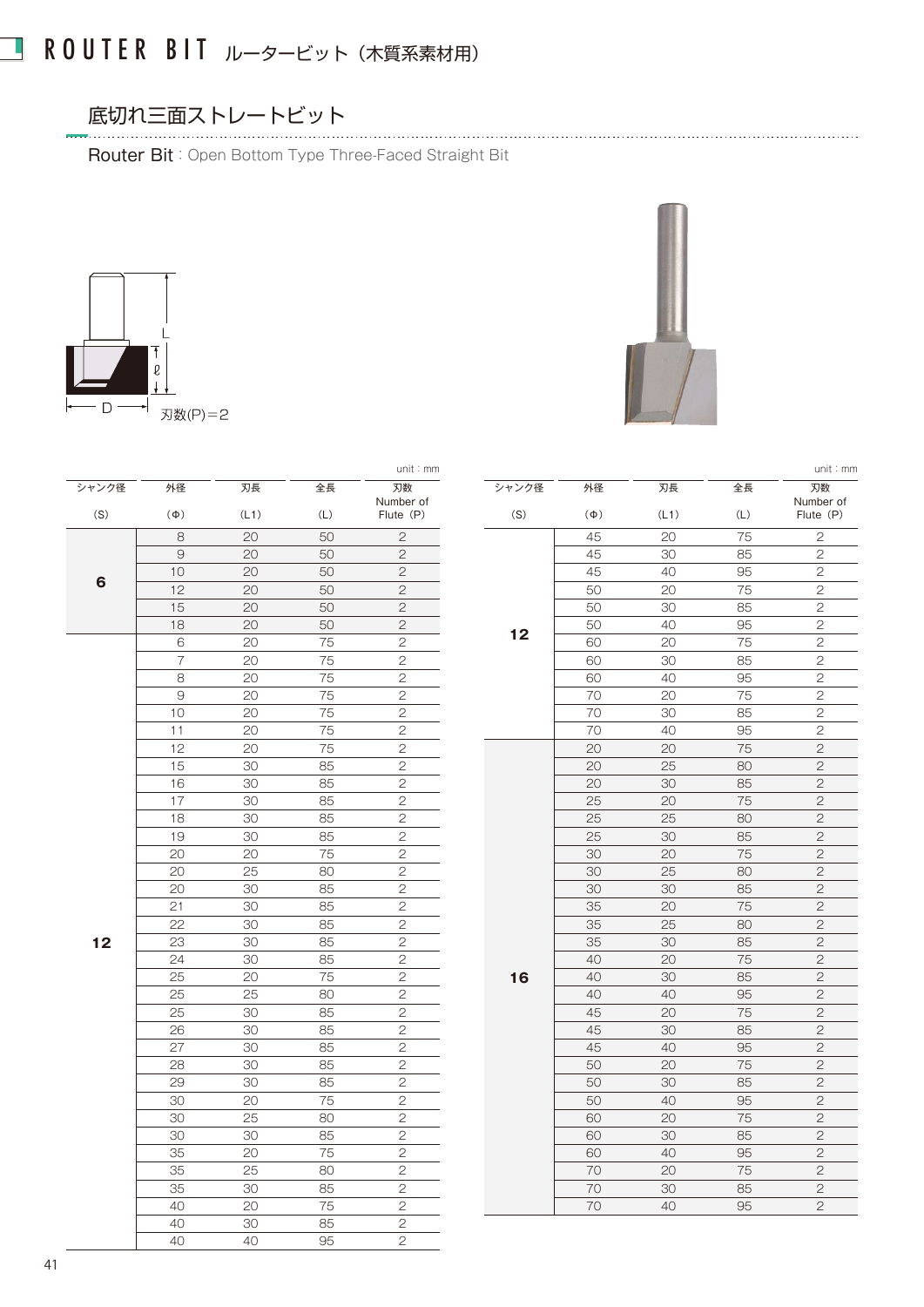# ROUTER BIT ルータービット（木質系素材用）

## 底切れ三面ストレートビット

Router Bit : Open Bottom Type Three-Faced Straight Bit

L
ℓ
D
刃数(P)＝2

unit : mm

| シャンク径 (S) | 外径 (Φ) | 刃長 (L1) | 全長 (L) | 刃数 Number of Flute (P) |
|---|---|---|---|---|
| 6 | 8 | 20 | 50 | 2 |
| | 9 | 20 | 50 | 2 |
| | 10 | 20 | 50 | 2 |
| | 12 | 20 | 50 | 2 |
| | 15 | 20 | 50 | 2 |
| | 18 | 20 | 50 | 2 |
| 12 | 6 | 20 | 75 | 2 |
| | 7 | 20 | 75 | 2 |
| | 8 | 20 | 75 | 2 |
| | 9 | 20 | 75 | 2 |
| | 10 | 20 | 75 | 2 |
| | 11 | 20 | 75 | 2 |
| | 12 | 20 | 75 | 2 |
| | 15 | 30 | 85 | 2 |
| | 16 | 30 | 85 | 2 |
| | 17 | 30 | 85 | 2 |
| | 18 | 30 | 85 | 2 |
| | 19 | 30 | 85 | 2 |
| | 20 | 20 | 75 | 2 |
| | 20 | 25 | 80 | 2 |
| | 20 | 30 | 85 | 2 |
| | 21 | 30 | 85 | 2 |
| | 22 | 30 | 85 | 2 |
| | 23 | 30 | 85 | 2 |
| | 24 | 30 | 85 | 2 |
| | 25 | 20 | 75 | 2 |
| | 25 | 25 | 80 | 2 |
| | 25 | 30 | 85 | 2 |
| | 26 | 30 | 85 | 2 |
| | 27 | 30 | 85 | 2 |
| | 28 | 30 | 85 | 2 |
| | 29 | 30 | 85 | 2 |
| | 30 | 20 | 75 | 2 |
| | 30 | 25 | 80 | 2 |
| | 30 | 30 | 85 | 2 |
| | 35 | 20 | 75 | 2 |
| | 35 | 25 | 80 | 2 |
| | 35 | 30 | 85 | 2 |
| | 40 | 20 | 75 | 2 |
| | 40 | 30 | 85 | 2 |
| | 40 | 40 | 95 | 2 |

unit : mm

| シャンク径 (S) | 外径 (Φ) | 刃長 (L1) | 全長 (L) | 刃数 Number of Flute (P) |
|---|---|---|---|---|
| 12 | 45 | 20 | 75 | 2 |
| | 45 | 30 | 85 | 2 |
| | 45 | 40 | 95 | 2 |
| | 50 | 20 | 75 | 2 |
| | 50 | 30 | 85 | 2 |
| | 50 | 40 | 95 | 2 |
| | 60 | 20 | 75 | 2 |
| | 60 | 30 | 85 | 2 |
| | 60 | 40 | 95 | 2 |
| | 70 | 20 | 75 | 2 |
| | 70 | 30 | 85 | 2 |
| | 70 | 40 | 95 | 2 |
| 16 | 20 | 20 | 75 | 2 |
| | 20 | 25 | 80 | 2 |
| | 20 | 30 | 85 | 2 |
| | 25 | 20 | 75 | 2 |
| | 25 | 25 | 80 | 2 |
| | 25 | 30 | 85 | 2 |
| | 30 | 20 | 75 | 2 |
| | 30 | 25 | 80 | 2 |
| | 30 | 30 | 85 | 2 |
| | 35 | 20 | 75 | 2 |
| | 35 | 25 | 80 | 2 |
| | 35 | 30 | 85 | 2 |
| | 40 | 20 | 75 | 2 |
| | 40 | 30 | 85 | 2 |
| | 40 | 40 | 95 | 2 |
| | 45 | 20 | 75 | 2 |
| | 45 | 30 | 85 | 2 |
| | 45 | 40 | 95 | 2 |
| | 50 | 20 | 75 | 2 |
| | 50 | 30 | 85 | 2 |
| | 50 | 40 | 95 | 2 |
| | 60 | 20 | 75 | 2 |
| | 60 | 30 | 85 | 2 |
| | 60 | 40 | 95 | 2 |
| | 70 | 20 | 75 | 2 |
| | 70 | 30 | 85 | 2 |
| | 70 | 40 | 95 | 2 |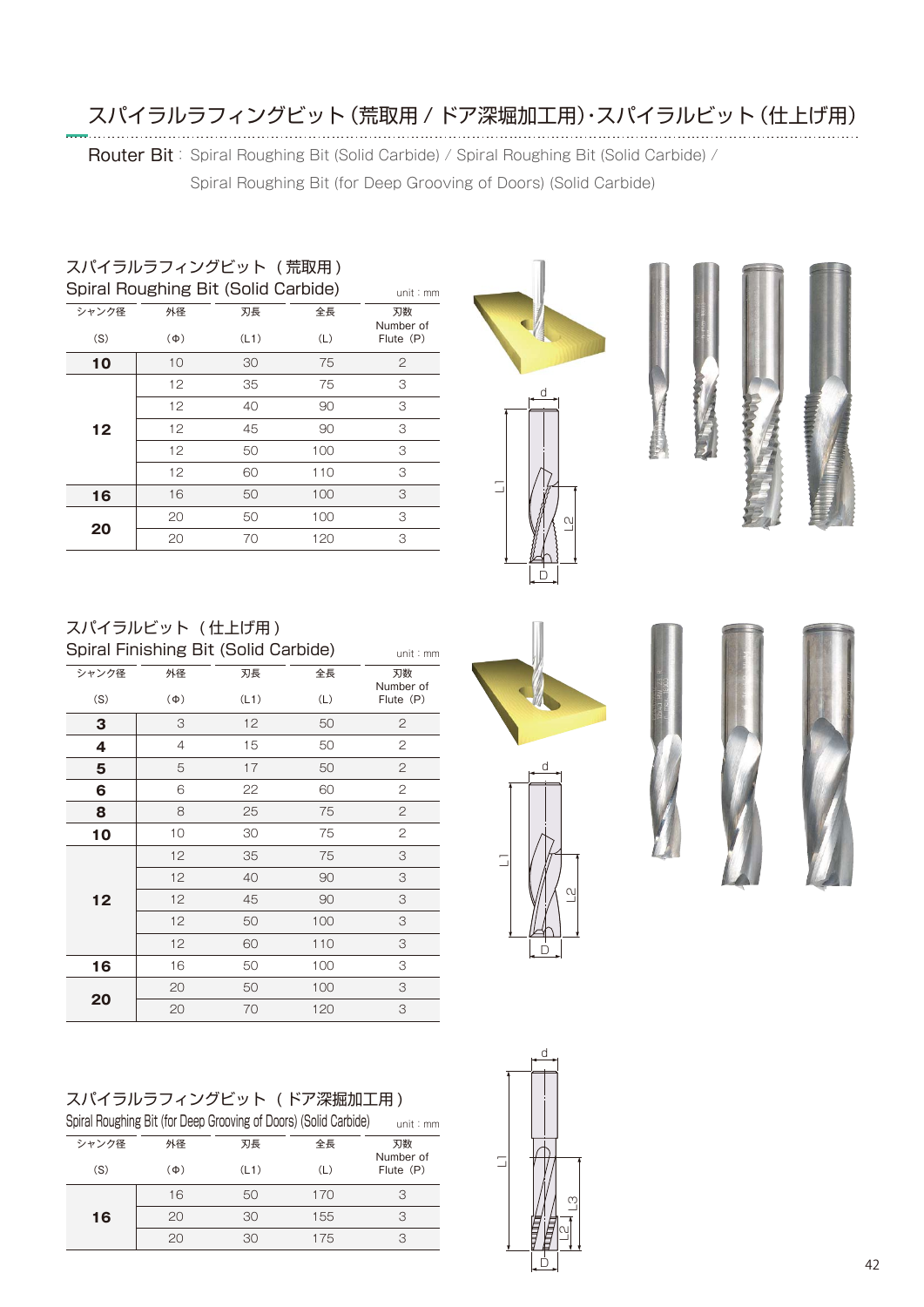# スパイラルラフィングビット（荒取用 / ドア深掘加工用）・スパイラルビット（仕上げ用）

**Router Bit**：Spiral Roughing Bit (Solid Carbide) / Spiral Roughing Bit (Solid Carbide) / Spiral Roughing Bit (for Deep Grooving of Doors) (Solid Carbide)

## スパイラルラフィングビット（荒取用）
## Spiral Roughing Bit (Solid Carbide)

unit : mm

| シャンク径 (S) | 外径 (Φ) | 刃長 (L1) | 全長 (L) | 刃数 Number of Flute (P) |
|---|---|---|---|---|
| **10** | 10 | 30 | 75 | 2 |
| **12** | 12 | 35 | 75 | 3 |
| | 12 | 40 | 90 | 3 |
| | 12 | 45 | 90 | 3 |
| | 12 | 50 | 100 | 3 |
| | 12 | 60 | 110 | 3 |
| **16** | 16 | 50 | 100 | 3 |
| **20** | 20 | 50 | 100 | 3 |
| | 20 | 70 | 120 | 3 |

## スパイラルビット（仕上げ用）
## Spiral Finishing Bit (Solid Carbide)

unit : mm

| シャンク径 (S) | 外径 (Φ) | 刃長 (L1) | 全長 (L) | 刃数 Number of Flute (P) |
|---|---|---|---|---|
| **3** | 3 | 12 | 50 | 2 |
| **4** | 4 | 15 | 50 | 2 |
| **5** | 5 | 17 | 50 | 2 |
| **6** | 6 | 22 | 60 | 2 |
| **8** | 8 | 25 | 75 | 2 |
| **10** | 10 | 30 | 75 | 2 |
| **12** | 12 | 35 | 75 | 3 |
| | 12 | 40 | 90 | 3 |
| | 12 | 45 | 90 | 3 |
| | 12 | 50 | 100 | 3 |
| | 12 | 60 | 110 | 3 |
| **16** | 16 | 50 | 100 | 3 |
| **20** | 20 | 50 | 100 | 3 |
| | 20 | 70 | 120 | 3 |

## スパイラルラフィングビット（ドア深掘加工用）
## Spiral Roughing Bit (for Deep Grooving of Doors) (Solid Carbide)

unit : mm

| シャンク径 (S) | 外径 (Φ) | 刃長 (L1) | 全長 (L) | 刃数 Number of Flute (P) |
|---|---|---|---|---|
| **16** | 16 | 50 | 170 | 3 |
| | 20 | 30 | 155 | 3 |
| | 20 | 30 | 175 | 3 |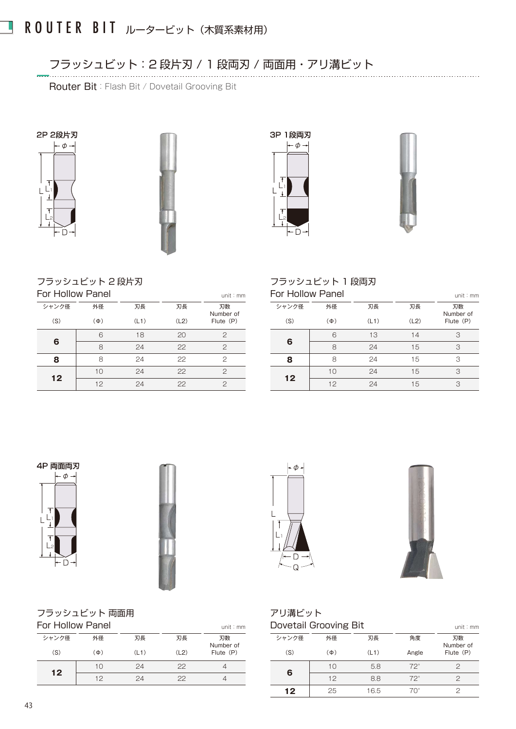# ROUTER BIT ルータービット（木質系素材用）

## フラッシュビット：2段片刃 / 1段両刃 / 両面用・アリ溝ビット

Router Bit : Flash Bit / Dovetail Grooving Bit

2P 2段片刃

3P 1段両刃

### フラッシュビット 2段片刃
For Hollow Panel

unit : mm

| シャンク径 (S) | 外径 (Φ) | 刃長 (L1) | 刃長 (L2) | 刃数 Number of Flute (P) |
|---|---|---|---|---|
| **6** | 6 | 18 | 20 | 2 |
| | 8 | 24 | 22 | 2 |
| **8** | 8 | 24 | 22 | 2 |
| **12** | 10 | 24 | 22 | 2 |
| | 12 | 24 | 22 | 2 |

### フラッシュビット 1段両刃
For Hollow Panel

unit : mm

| シャンク径 (S) | 外径 (Φ) | 刃長 (L1) | 刃長 (L2) | 刃数 Number of Flute (P) |
|---|---|---|---|---|
| **6** | 6 | 13 | 14 | 3 |
| | 8 | 24 | 15 | 3 |
| **8** | 8 | 24 | 15 | 3 |
| **12** | 10 | 24 | 15 | 3 |
| | 12 | 24 | 15 | 3 |

4P 両面両刃

### フラッシュビット 両面用
For Hollow Panel

unit : mm

| シャンク径 (S) | 外径 (Φ) | 刃長 (L1) | 刃長 (L2) | 刃数 Number of Flute (P) |
|---|---|---|---|---|
| **12** | 10 | 24 | 22 | 4 |
| | 12 | 24 | 22 | 4 |

### アリ溝ビット
Dovetail Grooving Bit

unit : mm

| シャンク径 (S) | 外径 (Φ) | 刃長 (L1) | 角度 Angle | 刃数 Number of Flute (P) |
|---|---|---|---|---|
| **6** | 10 | 5.8 | 72° | 2 |
| | 12 | 8.8 | 72° | 2 |
| **12** | 25 | 16.5 | 70° | 2 |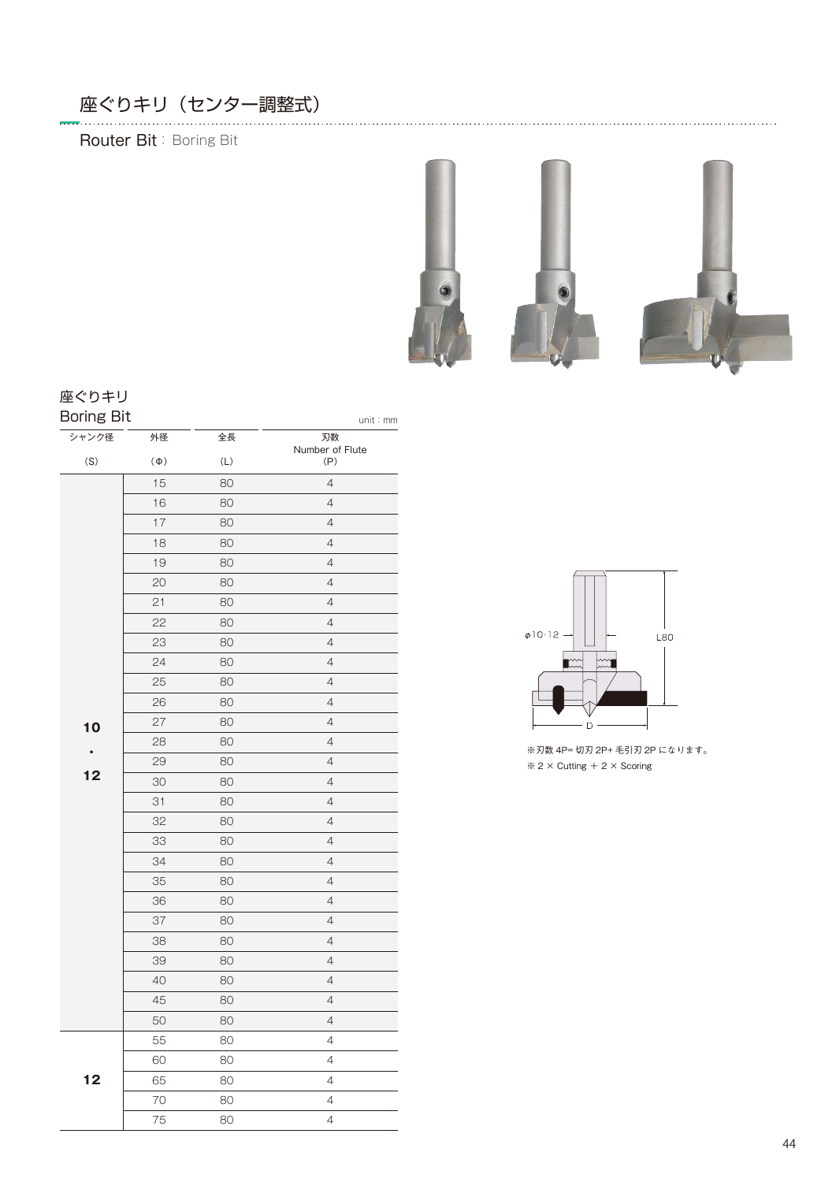# 座ぐりキリ（センター調整式）

Router Bit : Boring Bit

## 座ぐりキリ
## Boring Bit

unit : mm

| シャンク径 (S) | 外径 (Φ) | 全長 (L) | 刃数 Number of Flute (P) |
|---|---|---|---|
| 10・12 | 15 | 80 | 4 |
| | 16 | 80 | 4 |
| | 17 | 80 | 4 |
| | 18 | 80 | 4 |
| | 19 | 80 | 4 |
| | 20 | 80 | 4 |
| | 21 | 80 | 4 |
| | 22 | 80 | 4 |
| | 23 | 80 | 4 |
| | 24 | 80 | 4 |
| | 25 | 80 | 4 |
| | 26 | 80 | 4 |
| | 27 | 80 | 4 |
| | 28 | 80 | 4 |
| | 29 | 80 | 4 |
| | 30 | 80 | 4 |
| | 31 | 80 | 4 |
| | 32 | 80 | 4 |
| | 33 | 80 | 4 |
| | 34 | 80 | 4 |
| | 35 | 80 | 4 |
| | 36 | 80 | 4 |
| | 37 | 80 | 4 |
| | 38 | 80 | 4 |
| | 39 | 80 | 4 |
| | 40 | 80 | 4 |
| | 45 | 80 | 4 |
| | 50 | 80 | 4 |
| 12 | 55 | 80 | 4 |
| | 60 | 80 | 4 |
| | 65 | 80 | 4 |
| | 70 | 80 | 4 |
| | 75 | 80 | 4 |

φ10·12

L80

D

※刃数 4P= 切刃 2P+ 毛引刃 2P になります。

※ 2 × Cutting ＋ 2 × Scoring